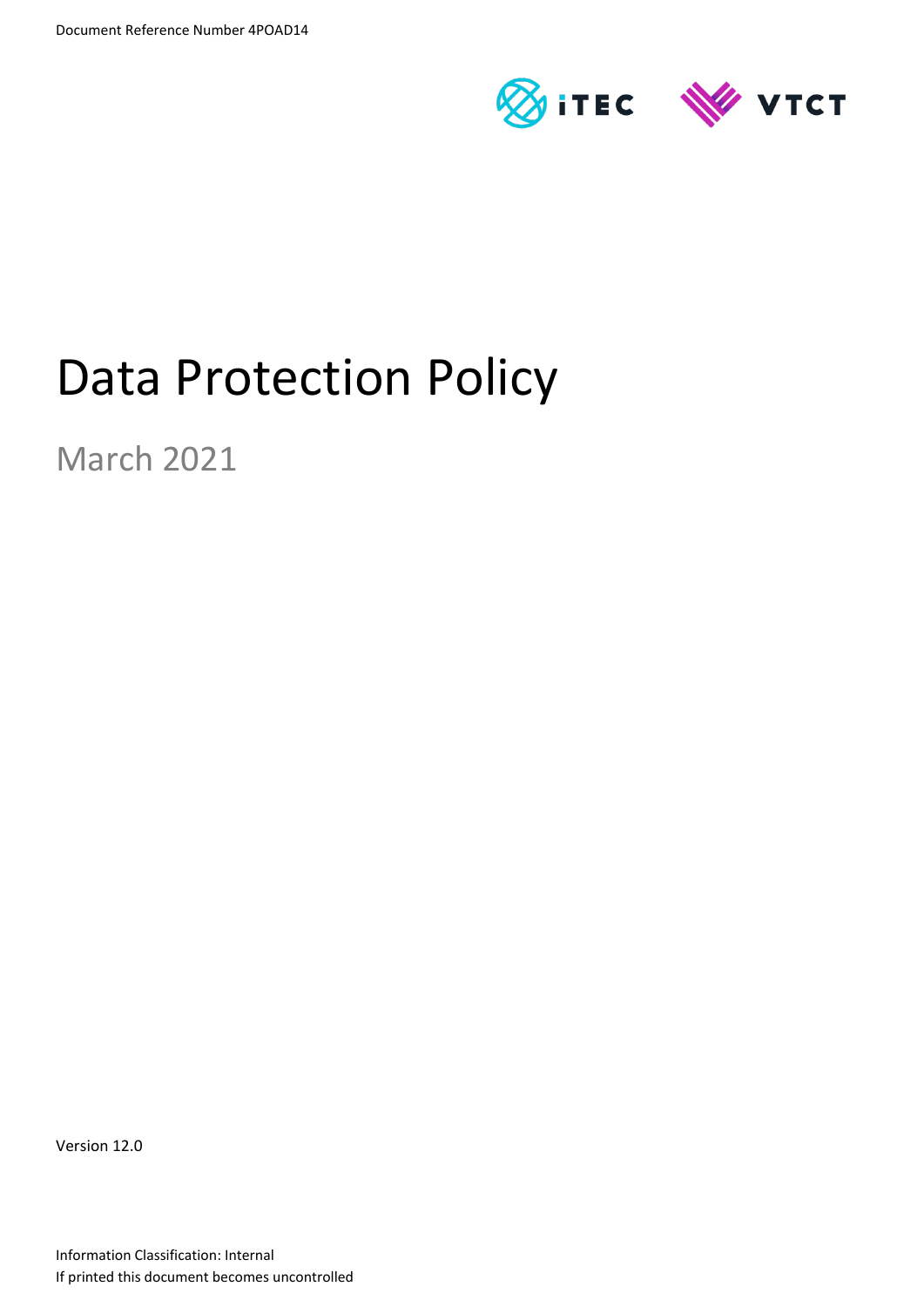Document Reference Number 4POAD14

iTEC VTCT

# Data Protection Policy

March 2021

Version 12.0

Information Classification: Internal

If printed this document becomes uncontrolled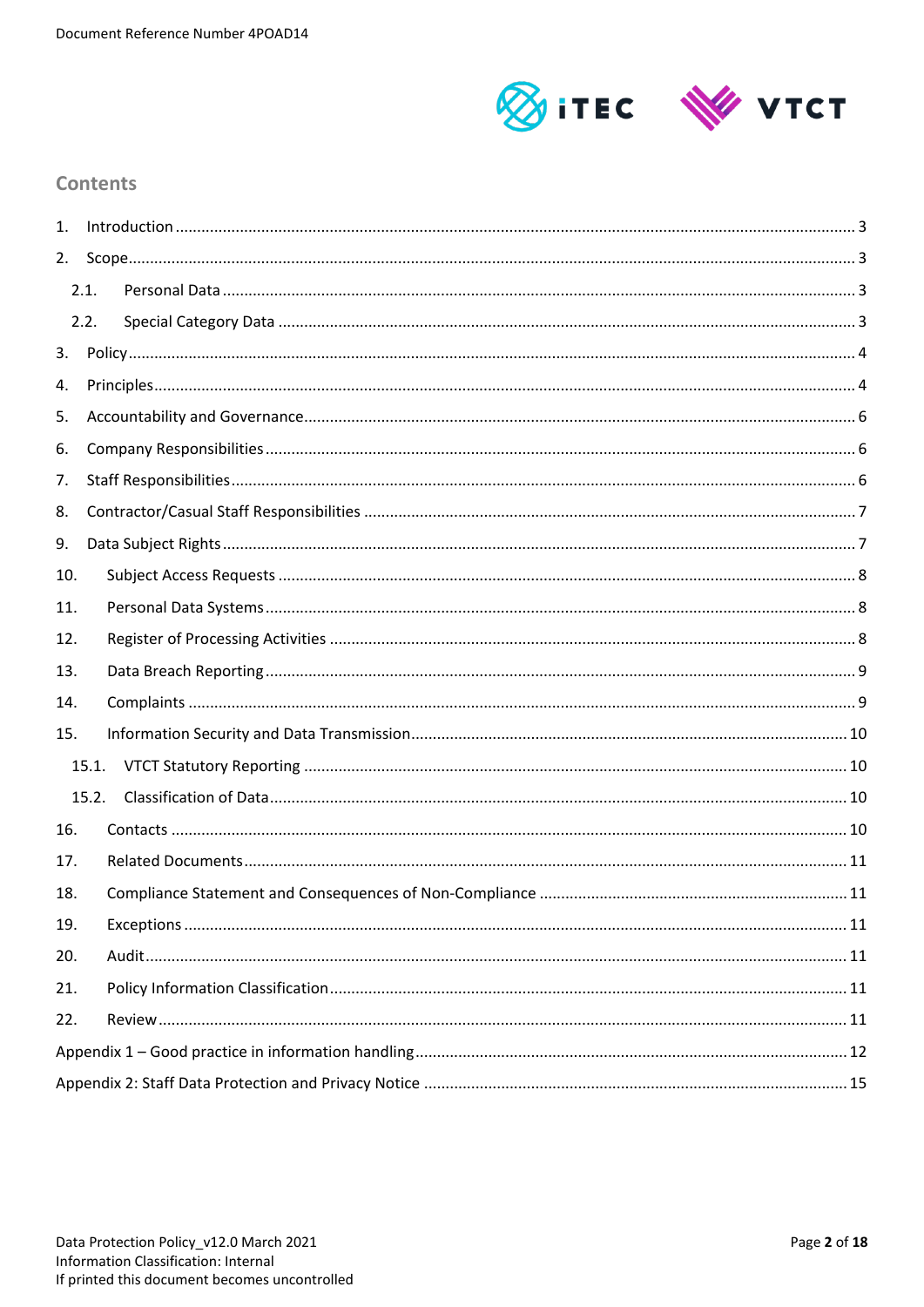## Contents

1. Introduction ........ 3
2. Scope ........ 3
   - 2.1. Personal Data ........ 3
   - 2.2. Special Category Data ........ 3
3. Policy ........ 4
4. Principles ........ 4
5. Accountability and Governance ........ 6
6. Company Responsibilities ........ 6
7. Staff Responsibilities ........ 6
8. Contractor/Casual Staff Responsibilities ........ 7
9. Data Subject Rights ........ 7
10. Subject Access Requests ........ 8
11. Personal Data Systems ........ 8
12. Register of Processing Activities ........ 8
13. Data Breach Reporting ........ 9
14. Complaints ........ 9
15. Information Security and Data Transmission ........ 10
    - 15.1. VTCT Statutory Reporting ........ 10
    - 15.2. Classification of Data ........ 10
16. Contacts ........ 10
17. Related Documents ........ 11
18. Compliance Statement and Consequences of Non-Compliance ........ 11
19. Exceptions ........ 11
20. Audit ........ 11
21. Policy Information Classification ........ 11
22. Review ........ 11

Appendix 1 – Good practice in information handling ........ 12

Appendix 2: Staff Data Protection and Privacy Notice ........ 15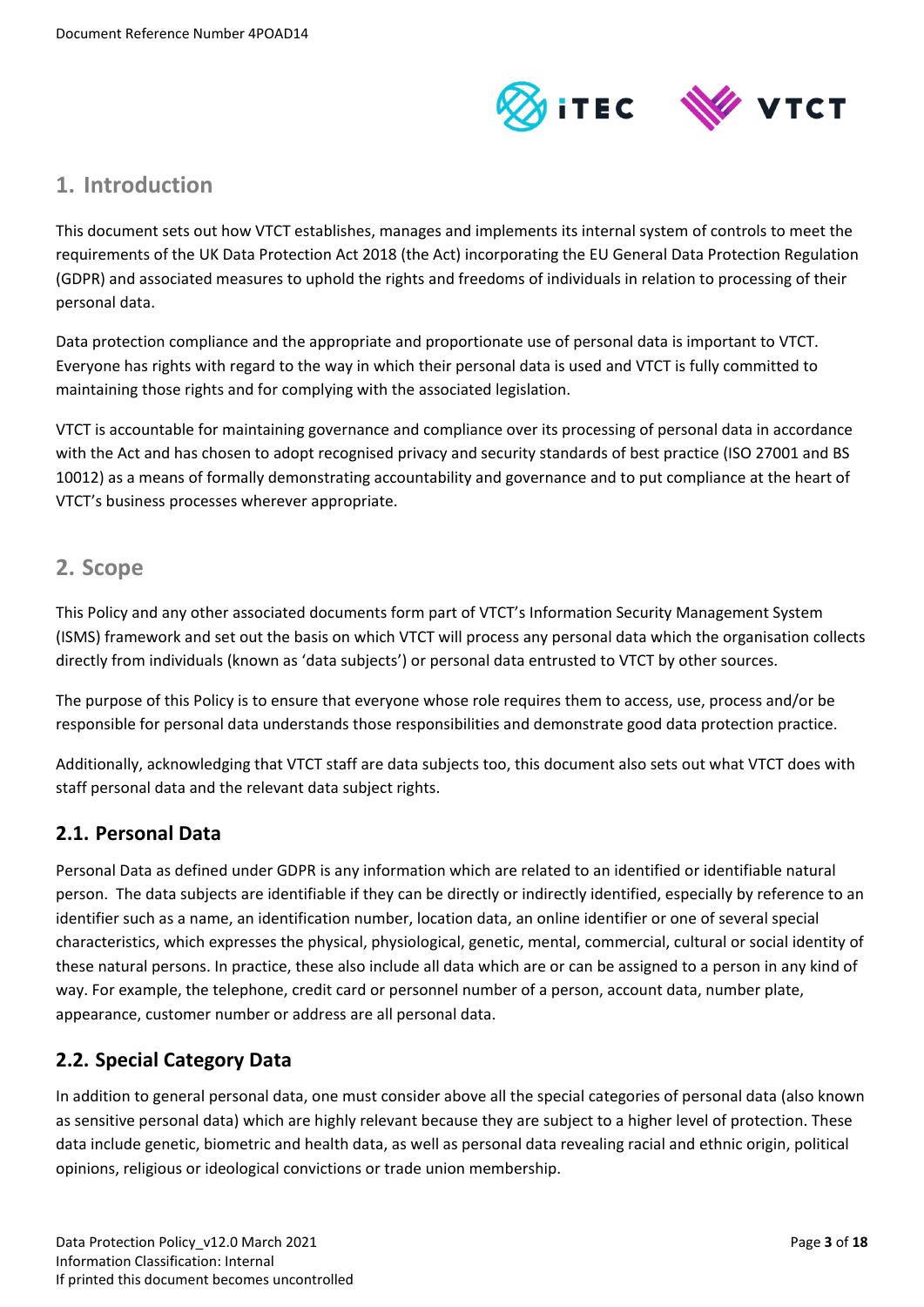## 1. Introduction

This document sets out how VTCT establishes, manages and implements its internal system of controls to meet the requirements of the UK Data Protection Act 2018 (the Act) incorporating the EU General Data Protection Regulation (GDPR) and associated measures to uphold the rights and freedoms of individuals in relation to processing of their personal data.

Data protection compliance and the appropriate and proportionate use of personal data is important to VTCT. Everyone has rights with regard to the way in which their personal data is used and VTCT is fully committed to maintaining those rights and for complying with the associated legislation.

VTCT is accountable for maintaining governance and compliance over its processing of personal data in accordance with the Act and has chosen to adopt recognised privacy and security standards of best practice (ISO 27001 and BS 10012) as a means of formally demonstrating accountability and governance and to put compliance at the heart of VTCT's business processes wherever appropriate.

## 2. Scope

This Policy and any other associated documents form part of VTCT's Information Security Management System (ISMS) framework and set out the basis on which VTCT will process any personal data which the organisation collects directly from individuals (known as 'data subjects') or personal data entrusted to VTCT by other sources.

The purpose of this Policy is to ensure that everyone whose role requires them to access, use, process and/or be responsible for personal data understands those responsibilities and demonstrate good data protection practice.

Additionally, acknowledging that VTCT staff are data subjects too, this document also sets out what VTCT does with staff personal data and the relevant data subject rights.

### 2.1. Personal Data

Personal Data as defined under GDPR is any information which are related to an identified or identifiable natural person. The data subjects are identifiable if they can be directly or indirectly identified, especially by reference to an identifier such as a name, an identification number, location data, an online identifier or one of several special characteristics, which expresses the physical, physiological, genetic, mental, commercial, cultural or social identity of these natural persons. In practice, these also include all data which are or can be assigned to a person in any kind of way. For example, the telephone, credit card or personnel number of a person, account data, number plate, appearance, customer number or address are all personal data.

### 2.2. Special Category Data

In addition to general personal data, one must consider above all the special categories of personal data (also known as sensitive personal data) which are highly relevant because they are subject to a higher level of protection. These data include genetic, biometric and health data, as well as personal data revealing racial and ethnic origin, political opinions, religious or ideological convictions or trade union membership.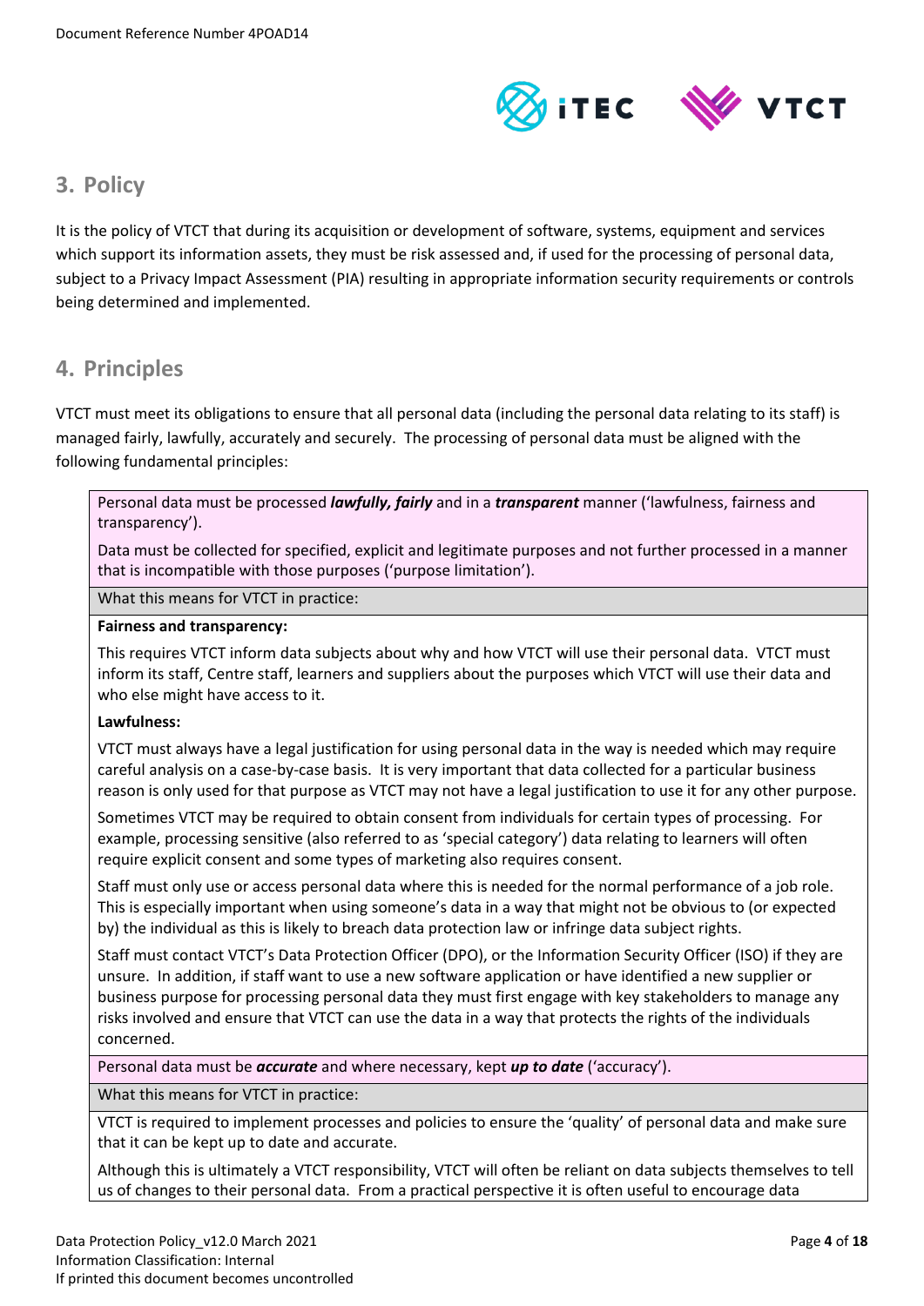## 3. Policy

It is the policy of VTCT that during its acquisition or development of software, systems, equipment and services which support its information assets, they must be risk assessed and, if used for the processing of personal data, subject to a Privacy Impact Assessment (PIA) resulting in appropriate information security requirements or controls being determined and implemented.

## 4. Principles

VTCT must meet its obligations to ensure that all personal data (including the personal data relating to its staff) is managed fairly, lawfully, accurately and securely. The processing of personal data must be aligned with the following fundamental principles:

> Personal data must be processed ***lawfully, fairly*** and in a ***transparent*** manner ('lawfulness, fairness and transparency').
>
> Data must be collected for specified, explicit and legitimate purposes and not further processed in a manner that is incompatible with those purposes ('purpose limitation').

What this means for VTCT in practice:

**Fairness and transparency:**

This requires VTCT inform data subjects about why and how VTCT will use their personal data. VTCT must inform its staff, Centre staff, learners and suppliers about the purposes which VTCT will use their data and who else might have access to it.

**Lawfulness:**

VTCT must always have a legal justification for using personal data in the way is needed which may require careful analysis on a case-by-case basis. It is very important that data collected for a particular business reason is only used for that purpose as VTCT may not have a legal justification to use it for any other purpose.

Sometimes VTCT may be required to obtain consent from individuals for certain types of processing. For example, processing sensitive (also referred to as 'special category') data relating to learners will often require explicit consent and some types of marketing also requires consent.

Staff must only use or access personal data where this is needed for the normal performance of a job role. This is especially important when using someone's data in a way that might not be obvious to (or expected by) the individual as this is likely to breach data protection law or infringe data subject rights.

Staff must contact VTCT's Data Protection Officer (DPO), or the Information Security Officer (ISO) if they are unsure. In addition, if staff want to use a new software application or have identified a new supplier or business purpose for processing personal data they must first engage with key stakeholders to manage any risks involved and ensure that VTCT can use the data in a way that protects the rights of the individuals concerned.

> Personal data must be ***accurate*** and where necessary, kept ***up to date*** ('accuracy').

What this means for VTCT in practice:

VTCT is required to implement processes and policies to ensure the 'quality' of personal data and make sure that it can be kept up to date and accurate.

Although this is ultimately a VTCT responsibility, VTCT will often be reliant on data subjects themselves to tell us of changes to their personal data. From a practical perspective it is often useful to encourage data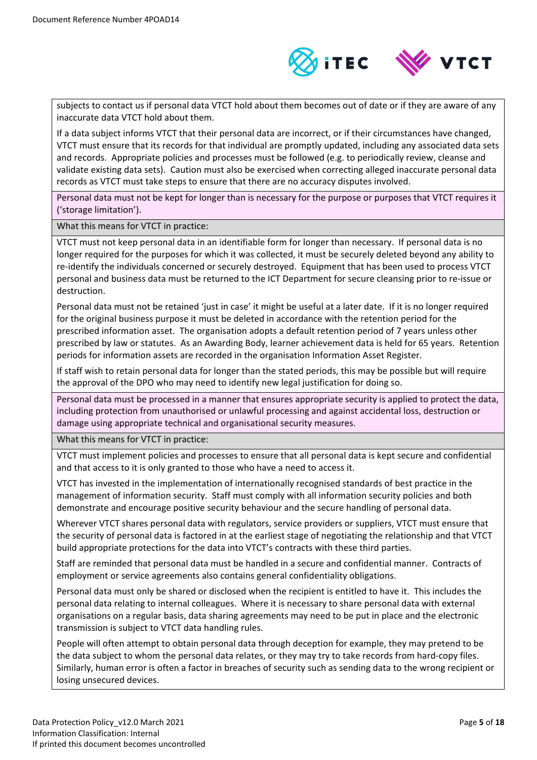subjects to contact us if personal data VTCT hold about them becomes out of date or if they are aware of any inaccurate data VTCT hold about them.

If a data subject informs VTCT that their personal data are incorrect, or if their circumstances have changed, VTCT must ensure that its records for that individual are promptly updated, including any associated data sets and records. Appropriate policies and processes must be followed (e.g. to periodically review, cleanse and validate existing data sets). Caution must also be exercised when correcting alleged inaccurate personal data records as VTCT must take steps to ensure that there are no accuracy disputes involved.

Personal data must not be kept for longer than is necessary for the purpose or purposes that VTCT requires it ('storage limitation').

What this means for VTCT in practice:

VTCT must not keep personal data in an identifiable form for longer than necessary. If personal data is no longer required for the purposes for which it was collected, it must be securely deleted beyond any ability to re-identify the individuals concerned or securely destroyed. Equipment that has been used to process VTCT personal and business data must be returned to the ICT Department for secure cleansing prior to re-issue or destruction.

Personal data must not be retained 'just in case' it might be useful at a later date. If it is no longer required for the original business purpose it must be deleted in accordance with the retention period for the prescribed information asset. The organisation adopts a default retention period of 7 years unless other prescribed by law or statutes. As an Awarding Body, learner achievement data is held for 65 years. Retention periods for information assets are recorded in the organisation Information Asset Register.

If staff wish to retain personal data for longer than the stated periods, this may be possible but will require the approval of the DPO who may need to identify new legal justification for doing so.

Personal data must be processed in a manner that ensures appropriate security is applied to protect the data, including protection from unauthorised or unlawful processing and against accidental loss, destruction or damage using appropriate technical and organisational security measures.

What this means for VTCT in practice:

VTCT must implement policies and processes to ensure that all personal data is kept secure and confidential and that access to it is only granted to those who have a need to access it.

VTCT has invested in the implementation of internationally recognised standards of best practice in the management of information security. Staff must comply with all information security policies and both demonstrate and encourage positive security behaviour and the secure handling of personal data.

Wherever VTCT shares personal data with regulators, service providers or suppliers, VTCT must ensure that the security of personal data is factored in at the earliest stage of negotiating the relationship and that VTCT build appropriate protections for the data into VTCT's contracts with these third parties.

Staff are reminded that personal data must be handled in a secure and confidential manner. Contracts of employment or service agreements also contains general confidentiality obligations.

Personal data must only be shared or disclosed when the recipient is entitled to have it. This includes the personal data relating to internal colleagues. Where it is necessary to share personal data with external organisations on a regular basis, data sharing agreements may need to be put in place and the electronic transmission is subject to VTCT data handling rules.

People will often attempt to obtain personal data through deception for example, they may pretend to be the data subject to whom the personal data relates, or they may try to take records from hard-copy files. Similarly, human error is often a factor in breaches of security such as sending data to the wrong recipient or losing unsecured devices.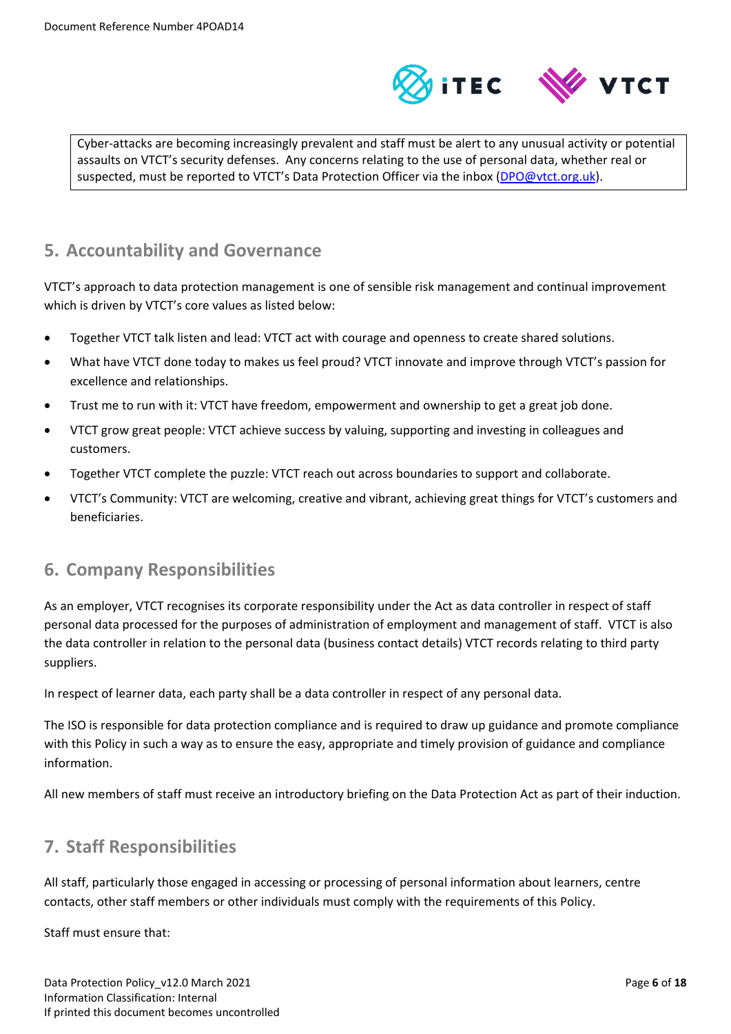| Cyber-attacks are becoming increasingly prevalent and staff must be alert to any unusual activity or potential assaults on VTCT's security defenses. Any concerns relating to the use of personal data, whether real or suspected, must be reported to VTCT's Data Protection Officer via the inbox (DPO@vtct.org.uk). |
|---|

## 5. Accountability and Governance

VTCT's approach to data protection management is one of sensible risk management and continual improvement which is driven by VTCT's core values as listed below:

- Together VTCT talk listen and lead: VTCT act with courage and openness to create shared solutions.
- What have VTCT done today to makes us feel proud? VTCT innovate and improve through VTCT's passion for excellence and relationships.
- Trust me to run with it: VTCT have freedom, empowerment and ownership to get a great job done.
- VTCT grow great people: VTCT achieve success by valuing, supporting and investing in colleagues and customers.
- Together VTCT complete the puzzle: VTCT reach out across boundaries to support and collaborate.
- VTCT's Community: VTCT are welcoming, creative and vibrant, achieving great things for VTCT's customers and beneficiaries.

## 6. Company Responsibilities

As an employer, VTCT recognises its corporate responsibility under the Act as data controller in respect of staff personal data processed for the purposes of administration of employment and management of staff. VTCT is also the data controller in relation to the personal data (business contact details) VTCT records relating to third party suppliers.

In respect of learner data, each party shall be a data controller in respect of any personal data.

The ISO is responsible for data protection compliance and is required to draw up guidance and promote compliance with this Policy in such a way as to ensure the easy, appropriate and timely provision of guidance and compliance information.

All new members of staff must receive an introductory briefing on the Data Protection Act as part of their induction.

## 7. Staff Responsibilities

All staff, particularly those engaged in accessing or processing of personal information about learners, centre contacts, other staff members or other individuals must comply with the requirements of this Policy.

Staff must ensure that: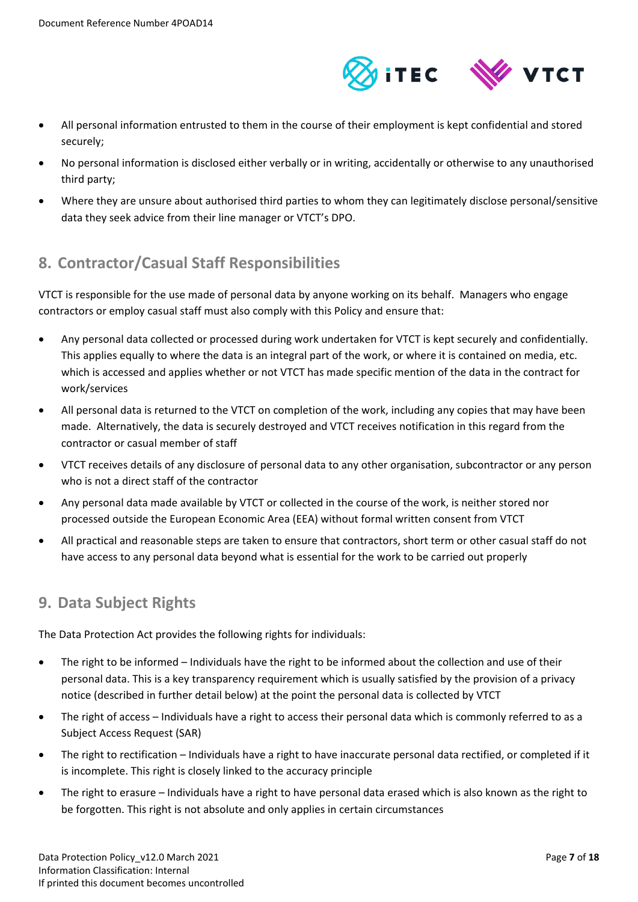- All personal information entrusted to them in the course of their employment is kept confidential and stored securely;
- No personal information is disclosed either verbally or in writing, accidentally or otherwise to any unauthorised third party;
- Where they are unsure about authorised third parties to whom they can legitimately disclose personal/sensitive data they seek advice from their line manager or VTCT's DPO.

## 8. Contractor/Casual Staff Responsibilities

VTCT is responsible for the use made of personal data by anyone working on its behalf. Managers who engage contractors or employ casual staff must also comply with this Policy and ensure that:

- Any personal data collected or processed during work undertaken for VTCT is kept securely and confidentially. This applies equally to where the data is an integral part of the work, or where it is contained on media, etc. which is accessed and applies whether or not VTCT has made specific mention of the data in the contract for work/services
- All personal data is returned to the VTCT on completion of the work, including any copies that may have been made. Alternatively, the data is securely destroyed and VTCT receives notification in this regard from the contractor or casual member of staff
- VTCT receives details of any disclosure of personal data to any other organisation, subcontractor or any person who is not a direct staff of the contractor
- Any personal data made available by VTCT or collected in the course of the work, is neither stored nor processed outside the European Economic Area (EEA) without formal written consent from VTCT
- All practical and reasonable steps are taken to ensure that contractors, short term or other casual staff do not have access to any personal data beyond what is essential for the work to be carried out properly

## 9. Data Subject Rights

The Data Protection Act provides the following rights for individuals:

- The right to be informed – Individuals have the right to be informed about the collection and use of their personal data. This is a key transparency requirement which is usually satisfied by the provision of a privacy notice (described in further detail below) at the point the personal data is collected by VTCT
- The right of access – Individuals have a right to access their personal data which is commonly referred to as a Subject Access Request (SAR)
- The right to rectification – Individuals have a right to have inaccurate personal data rectified, or completed if it is incomplete. This right is closely linked to the accuracy principle
- The right to erasure – Individuals have a right to have personal data erased which is also known as the right to be forgotten. This right is not absolute and only applies in certain circumstances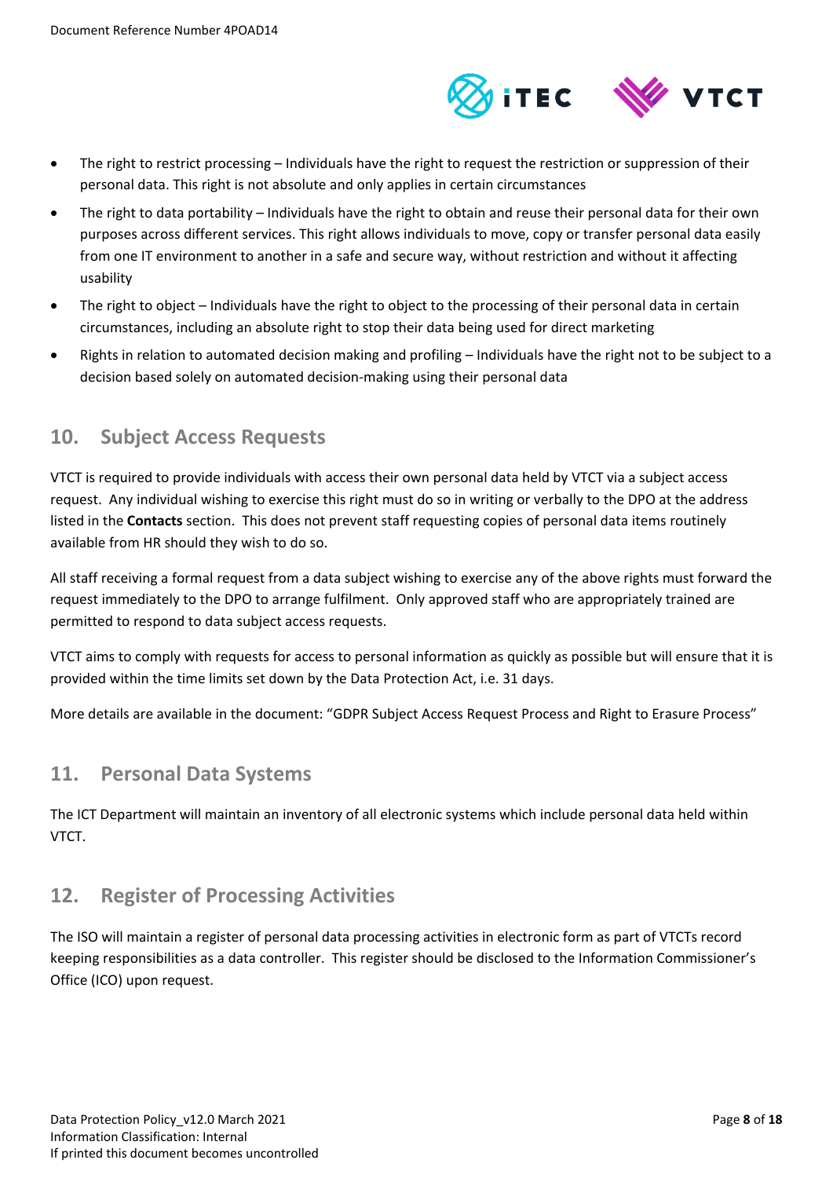- The right to restrict processing – Individuals have the right to request the restriction or suppression of their personal data. This right is not absolute and only applies in certain circumstances
- The right to data portability – Individuals have the right to obtain and reuse their personal data for their own purposes across different services. This right allows individuals to move, copy or transfer personal data easily from one IT environment to another in a safe and secure way, without restriction and without it affecting usability
- The right to object – Individuals have the right to object to the processing of their personal data in certain circumstances, including an absolute right to stop their data being used for direct marketing
- Rights in relation to automated decision making and profiling – Individuals have the right not to be subject to a decision based solely on automated decision-making using their personal data

## 10. Subject Access Requests

VTCT is required to provide individuals with access their own personal data held by VTCT via a subject access request. Any individual wishing to exercise this right must do so in writing or verbally to the DPO at the address listed in the **Contacts** section. This does not prevent staff requesting copies of personal data items routinely available from HR should they wish to do so.

All staff receiving a formal request from a data subject wishing to exercise any of the above rights must forward the request immediately to the DPO to arrange fulfilment. Only approved staff who are appropriately trained are permitted to respond to data subject access requests.

VTCT aims to comply with requests for access to personal information as quickly as possible but will ensure that it is provided within the time limits set down by the Data Protection Act, i.e. 31 days.

More details are available in the document: "GDPR Subject Access Request Process and Right to Erasure Process"

## 11. Personal Data Systems

The ICT Department will maintain an inventory of all electronic systems which include personal data held within VTCT.

## 12. Register of Processing Activities

The ISO will maintain a register of personal data processing activities in electronic form as part of VTCTs record keeping responsibilities as a data controller. This register should be disclosed to the Information Commissioner's Office (ICO) upon request.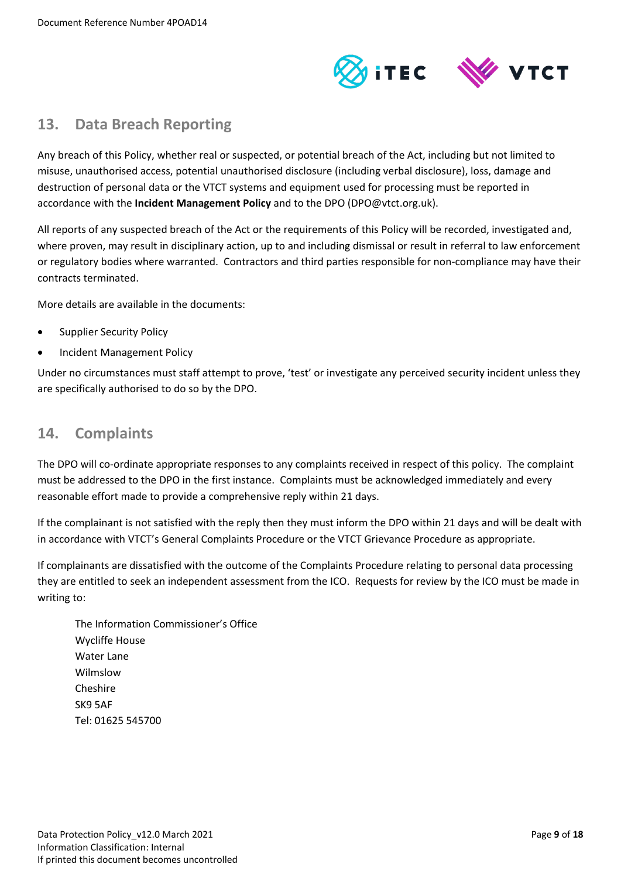## 13. Data Breach Reporting

Any breach of this Policy, whether real or suspected, or potential breach of the Act, including but not limited to misuse, unauthorised access, potential unauthorised disclosure (including verbal disclosure), loss, damage and destruction of personal data or the VTCT systems and equipment used for processing must be reported in accordance with the **Incident Management Policy** and to the DPO (DPO@vtct.org.uk).

All reports of any suspected breach of the Act or the requirements of this Policy will be recorded, investigated and, where proven, may result in disciplinary action, up to and including dismissal or result in referral to law enforcement or regulatory bodies where warranted. Contractors and third parties responsible for non-compliance may have their contracts terminated.

More details are available in the documents:

- Supplier Security Policy
- Incident Management Policy

Under no circumstances must staff attempt to prove, 'test' or investigate any perceived security incident unless they are specifically authorised to do so by the DPO.

## 14. Complaints

The DPO will co-ordinate appropriate responses to any complaints received in respect of this policy. The complaint must be addressed to the DPO in the first instance. Complaints must be acknowledged immediately and every reasonable effort made to provide a comprehensive reply within 21 days.

If the complainant is not satisfied with the reply then they must inform the DPO within 21 days and will be dealt with in accordance with VTCT's General Complaints Procedure or the VTCT Grievance Procedure as appropriate.

If complainants are dissatisfied with the outcome of the Complaints Procedure relating to personal data processing they are entitled to seek an independent assessment from the ICO. Requests for review by the ICO must be made in writing to:

The Information Commissioner's Office
Wycliffe House
Water Lane
Wilmslow
Cheshire
SK9 5AF
Tel: 01625 545700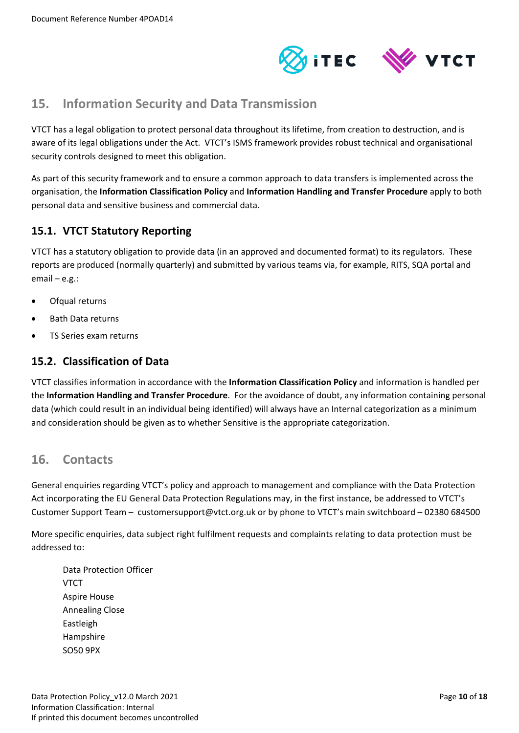## 15. Information Security and Data Transmission

VTCT has a legal obligation to protect personal data throughout its lifetime, from creation to destruction, and is aware of its legal obligations under the Act. VTCT's ISMS framework provides robust technical and organisational security controls designed to meet this obligation.

As part of this security framework and to ensure a common approach to data transfers is implemented across the organisation, the **Information Classification Policy** and **Information Handling and Transfer Procedure** apply to both personal data and sensitive business and commercial data.

### 15.1. VTCT Statutory Reporting

VTCT has a statutory obligation to provide data (in an approved and documented format) to its regulators. These reports are produced (normally quarterly) and submitted by various teams via, for example, RITS, SQA portal and email – e.g.:

- Ofqual returns
- Bath Data returns
- TS Series exam returns

### 15.2. Classification of Data

VTCT classifies information in accordance with the **Information Classification Policy** and information is handled per the **Information Handling and Transfer Procedure**. For the avoidance of doubt, any information containing personal data (which could result in an individual being identified) will always have an Internal categorization as a minimum and consideration should be given as to whether Sensitive is the appropriate categorization.

## 16. Contacts

General enquiries regarding VTCT's policy and approach to management and compliance with the Data Protection Act incorporating the EU General Data Protection Regulations may, in the first instance, be addressed to VTCT's Customer Support Team – customersupport@vtct.org.uk or by phone to VTCT's main switchboard – 02380 684500

More specific enquiries, data subject right fulfilment requests and complaints relating to data protection must be addressed to:

Data Protection Officer
VTCT
Aspire House
Annealing Close
Eastleigh
Hampshire
SO50 9PX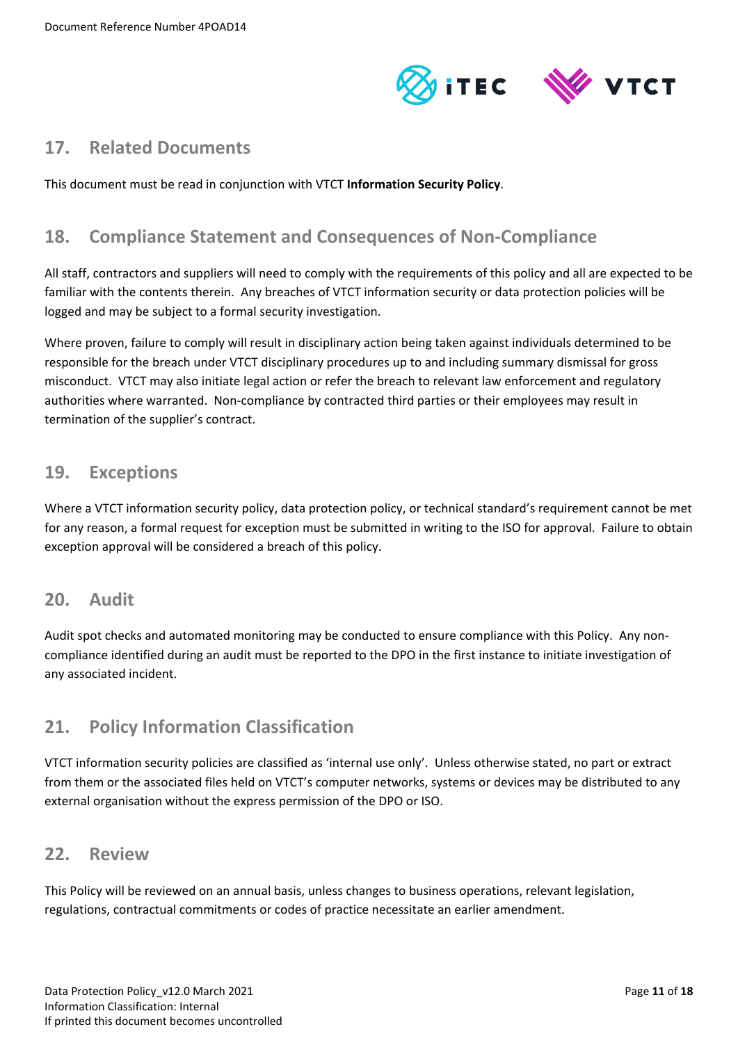## 17. Related Documents

This document must be read in conjunction with VTCT **Information Security Policy**.

## 18. Compliance Statement and Consequences of Non-Compliance

All staff, contractors and suppliers will need to comply with the requirements of this policy and all are expected to be familiar with the contents therein. Any breaches of VTCT information security or data protection policies will be logged and may be subject to a formal security investigation.

Where proven, failure to comply will result in disciplinary action being taken against individuals determined to be responsible for the breach under VTCT disciplinary procedures up to and including summary dismissal for gross misconduct. VTCT may also initiate legal action or refer the breach to relevant law enforcement and regulatory authorities where warranted. Non-compliance by contracted third parties or their employees may result in termination of the supplier's contract.

## 19. Exceptions

Where a VTCT information security policy, data protection policy, or technical standard's requirement cannot be met for any reason, a formal request for exception must be submitted in writing to the ISO for approval. Failure to obtain exception approval will be considered a breach of this policy.

## 20. Audit

Audit spot checks and automated monitoring may be conducted to ensure compliance with this Policy. Any non-compliance identified during an audit must be reported to the DPO in the first instance to initiate investigation of any associated incident.

## 21. Policy Information Classification

VTCT information security policies are classified as 'internal use only'. Unless otherwise stated, no part or extract from them or the associated files held on VTCT's computer networks, systems or devices may be distributed to any external organisation without the express permission of the DPO or ISO.

## 22. Review

This Policy will be reviewed on an annual basis, unless changes to business operations, relevant legislation, regulations, contractual commitments or codes of practice necessitate an earlier amendment.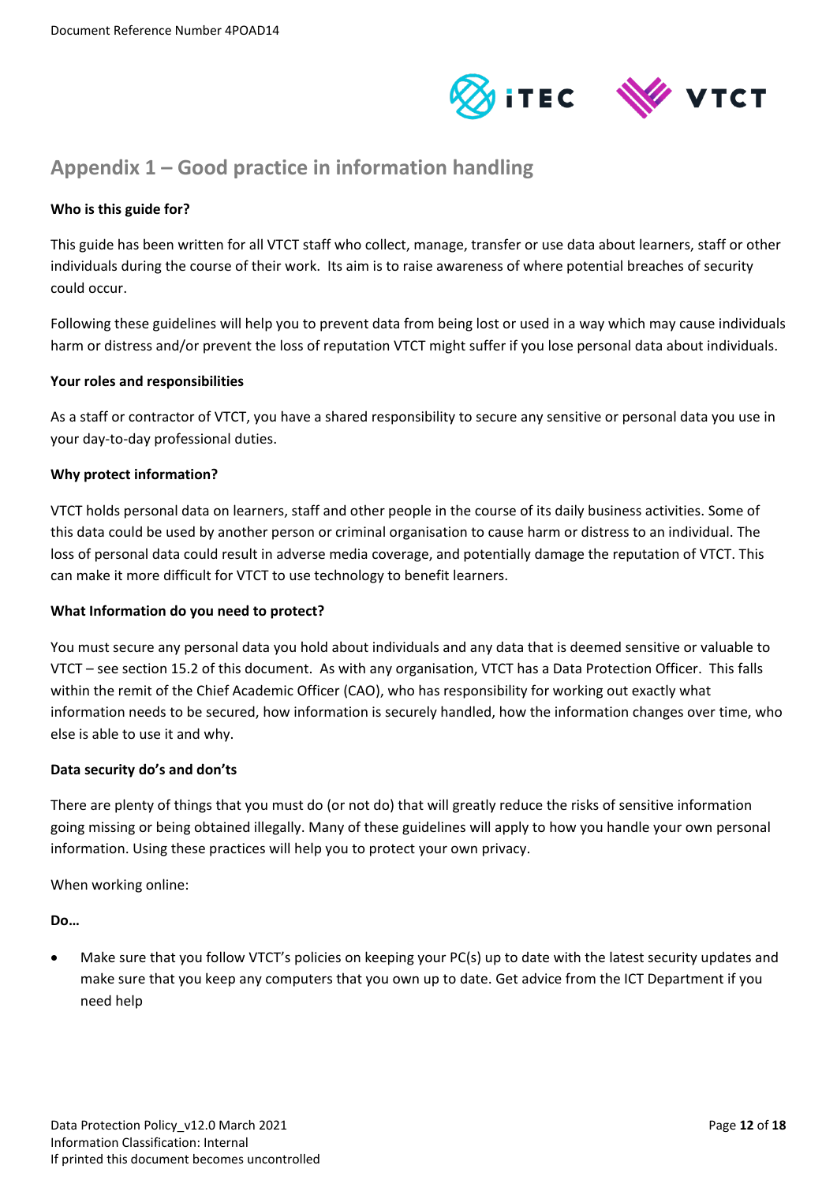## Appendix 1 – Good practice in information handling

**Who is this guide for?**

This guide has been written for all VTCT staff who collect, manage, transfer or use data about learners, staff or other individuals during the course of their work. Its aim is to raise awareness of where potential breaches of security could occur.

Following these guidelines will help you to prevent data from being lost or used in a way which may cause individuals harm or distress and/or prevent the loss of reputation VTCT might suffer if you lose personal data about individuals.

**Your roles and responsibilities**

As a staff or contractor of VTCT, you have a shared responsibility to secure any sensitive or personal data you use in your day-to-day professional duties.

**Why protect information?**

VTCT holds personal data on learners, staff and other people in the course of its daily business activities. Some of this data could be used by another person or criminal organisation to cause harm or distress to an individual. The loss of personal data could result in adverse media coverage, and potentially damage the reputation of VTCT. This can make it more difficult for VTCT to use technology to benefit learners.

**What Information do you need to protect?**

You must secure any personal data you hold about individuals and any data that is deemed sensitive or valuable to VTCT – see section 15.2 of this document. As with any organisation, VTCT has a Data Protection Officer. This falls within the remit of the Chief Academic Officer (CAO), who has responsibility for working out exactly what information needs to be secured, how information is securely handled, how the information changes over time, who else is able to use it and why.

**Data security do's and don'ts**

There are plenty of things that you must do (or not do) that will greatly reduce the risks of sensitive information going missing or being obtained illegally. Many of these guidelines will apply to how you handle your own personal information. Using these practices will help you to protect your own privacy.

When working online:

**Do…**

- Make sure that you follow VTCT's policies on keeping your PC(s) up to date with the latest security updates and make sure that you keep any computers that you own up to date. Get advice from the ICT Department if you need help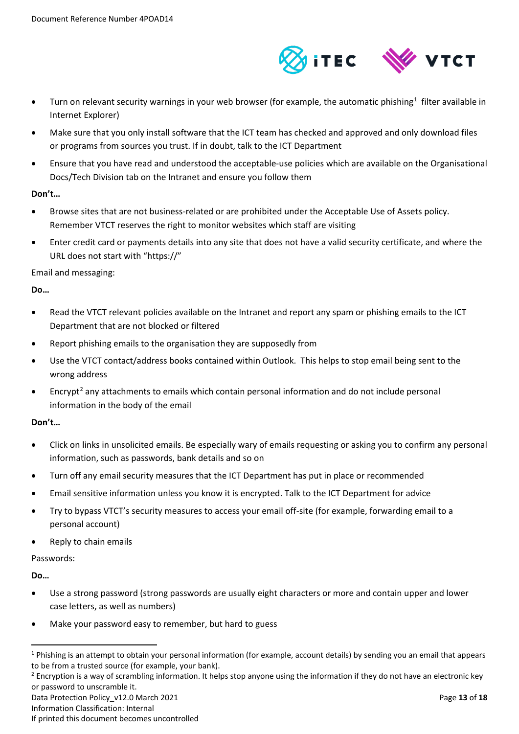- Turn on relevant security warnings in your web browser (for example, the automatic phishing[1] filter available in Internet Explorer)
- Make sure that you only install software that the ICT team has checked and approved and only download files or programs from sources you trust. If in doubt, talk to the ICT Department
- Ensure that you have read and understood the acceptable-use policies which are available on the Organisational Docs/Tech Division tab on the Intranet and ensure you follow them

**Don't…**

- Browse sites that are not business-related or are prohibited under the Acceptable Use of Assets policy. Remember VTCT reserves the right to monitor websites which staff are visiting
- Enter credit card or payments details into any site that does not have a valid security certificate, and where the URL does not start with "https://"

Email and messaging:

**Do…**

- Read the VTCT relevant policies available on the Intranet and report any spam or phishing emails to the ICT Department that are not blocked or filtered
- Report phishing emails to the organisation they are supposedly from
- Use the VTCT contact/address books contained within Outlook. This helps to stop email being sent to the wrong address
- Encrypt[2] any attachments to emails which contain personal information and do not include personal information in the body of the email

**Don't…**

- Click on links in unsolicited emails. Be especially wary of emails requesting or asking you to confirm any personal information, such as passwords, bank details and so on
- Turn off any email security measures that the ICT Department has put in place or recommended
- Email sensitive information unless you know it is encrypted. Talk to the ICT Department for advice
- Try to bypass VTCT's security measures to access your email off-site (for example, forwarding email to a personal account)
- Reply to chain emails

Passwords:

**Do…**

- Use a strong password (strong passwords are usually eight characters or more and contain upper and lower case letters, as well as numbers)
- Make your password easy to remember, but hard to guess

---

[1] Phishing is an attempt to obtain your personal information (for example, account details) by sending you an email that appears to be from a trusted source (for example, your bank).

[2] Encryption is a way of scrambling information. It helps stop anyone using the information if they do not have an electronic key or password to unscramble it.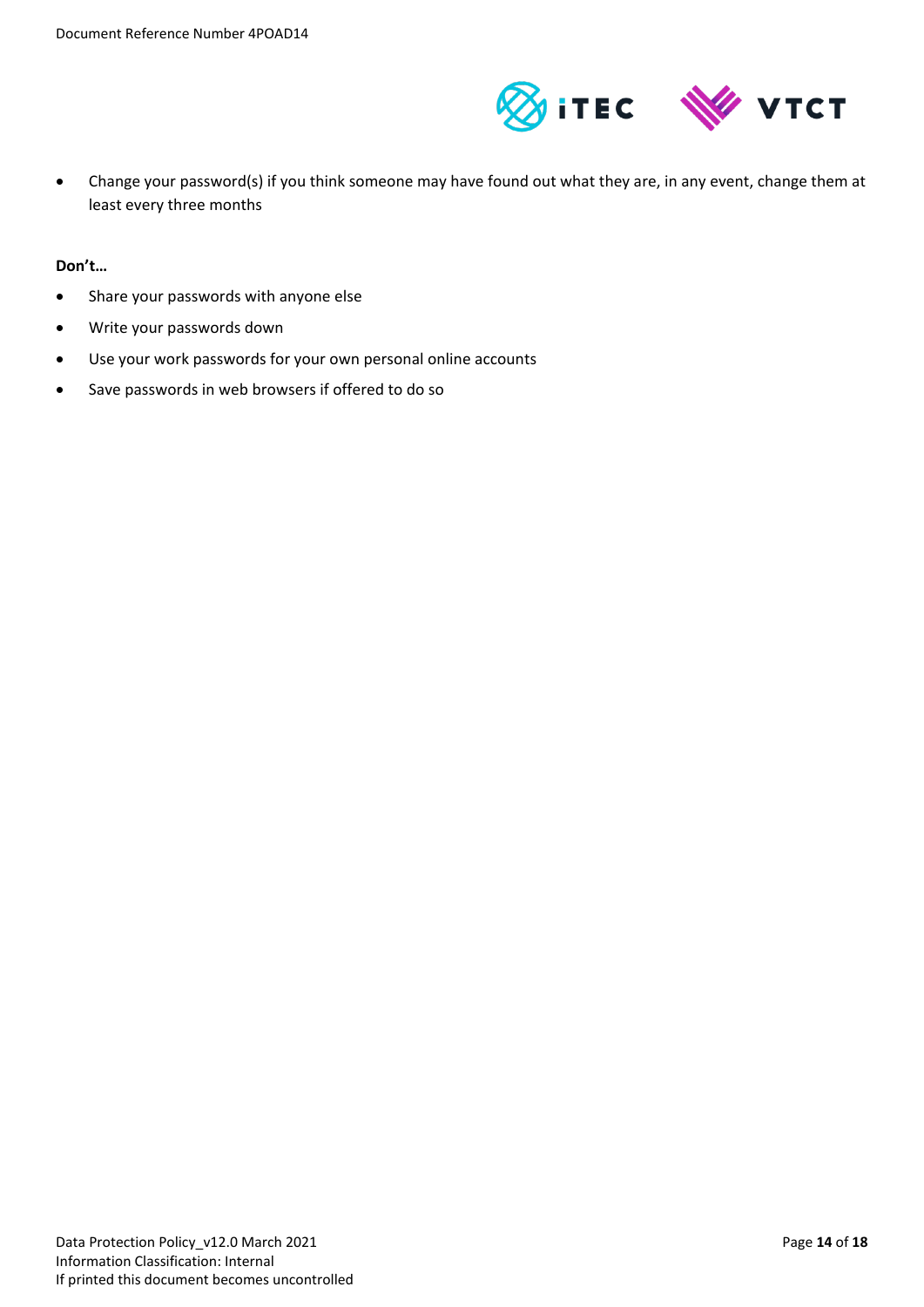- Change your password(s) if you think someone may have found out what they are, in any event, change them at least every three months

**Don't…**

- Share your passwords with anyone else
- Write your passwords down
- Use your work passwords for your own personal online accounts
- Save passwords in web browsers if offered to do so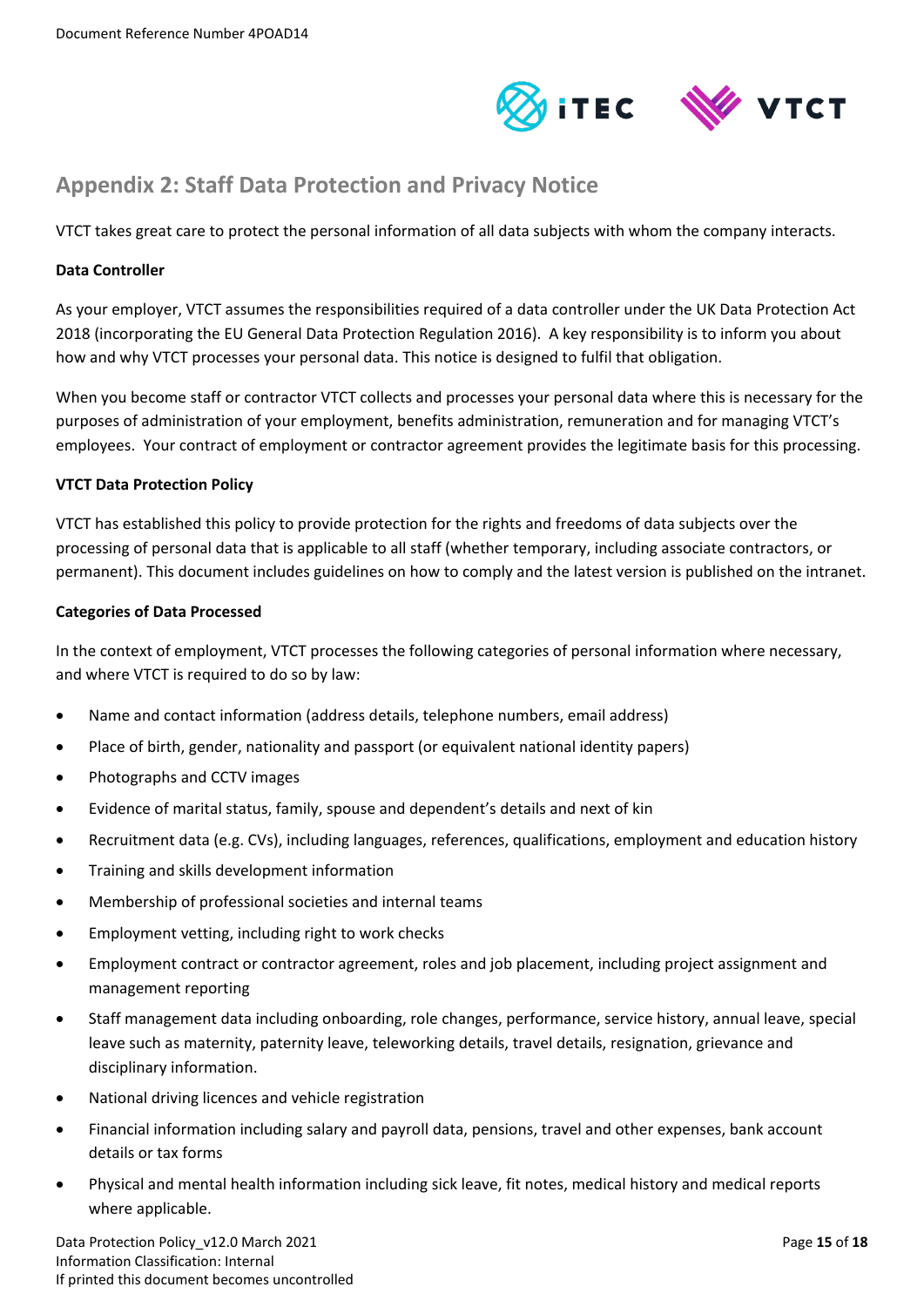## Appendix 2: Staff Data Protection and Privacy Notice

VTCT takes great care to protect the personal information of all data subjects with whom the company interacts.

**Data Controller**

As your employer, VTCT assumes the responsibilities required of a data controller under the UK Data Protection Act 2018 (incorporating the EU General Data Protection Regulation 2016). A key responsibility is to inform you about how and why VTCT processes your personal data. This notice is designed to fulfil that obligation.

When you become staff or contractor VTCT collects and processes your personal data where this is necessary for the purposes of administration of your employment, benefits administration, remuneration and for managing VTCT's employees. Your contract of employment or contractor agreement provides the legitimate basis for this processing.

**VTCT Data Protection Policy**

VTCT has established this policy to provide protection for the rights and freedoms of data subjects over the processing of personal data that is applicable to all staff (whether temporary, including associate contractors, or permanent). This document includes guidelines on how to comply and the latest version is published on the intranet.

**Categories of Data Processed**

In the context of employment, VTCT processes the following categories of personal information where necessary, and where VTCT is required to do so by law:

- Name and contact information (address details, telephone numbers, email address)
- Place of birth, gender, nationality and passport (or equivalent national identity papers)
- Photographs and CCTV images
- Evidence of marital status, family, spouse and dependent's details and next of kin
- Recruitment data (e.g. CVs), including languages, references, qualifications, employment and education history
- Training and skills development information
- Membership of professional societies and internal teams
- Employment vetting, including right to work checks
- Employment contract or contractor agreement, roles and job placement, including project assignment and management reporting
- Staff management data including onboarding, role changes, performance, service history, annual leave, special leave such as maternity, paternity leave, teleworking details, travel details, resignation, grievance and disciplinary information.
- National driving licences and vehicle registration
- Financial information including salary and payroll data, pensions, travel and other expenses, bank account details or tax forms
- Physical and mental health information including sick leave, fit notes, medical history and medical reports where applicable.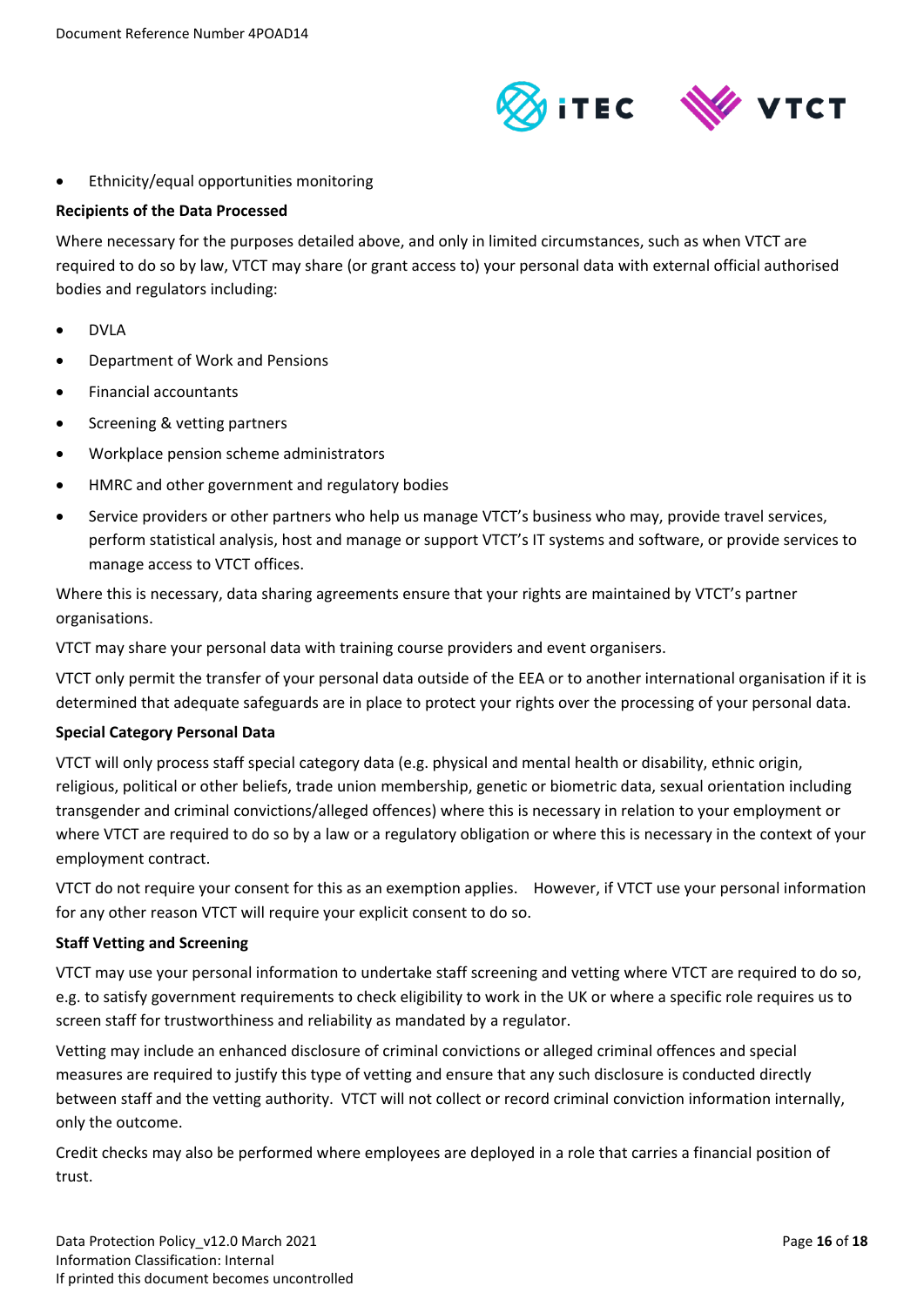- Ethnicity/equal opportunities monitoring

**Recipients of the Data Processed**

Where necessary for the purposes detailed above, and only in limited circumstances, such as when VTCT are required to do so by law, VTCT may share (or grant access to) your personal data with external official authorised bodies and regulators including:

- DVLA
- Department of Work and Pensions
- Financial accountants
- Screening & vetting partners
- Workplace pension scheme administrators
- HMRC and other government and regulatory bodies
- Service providers or other partners who help us manage VTCT's business who may, provide travel services, perform statistical analysis, host and manage or support VTCT's IT systems and software, or provide services to manage access to VTCT offices.

Where this is necessary, data sharing agreements ensure that your rights are maintained by VTCT's partner organisations.

VTCT may share your personal data with training course providers and event organisers.

VTCT only permit the transfer of your personal data outside of the EEA or to another international organisation if it is determined that adequate safeguards are in place to protect your rights over the processing of your personal data.

**Special Category Personal Data**

VTCT will only process staff special category data (e.g. physical and mental health or disability, ethnic origin, religious, political or other beliefs, trade union membership, genetic or biometric data, sexual orientation including transgender and criminal convictions/alleged offences) where this is necessary in relation to your employment or where VTCT are required to do so by a law or a regulatory obligation or where this is necessary in the context of your employment contract.

VTCT do not require your consent for this as an exemption applies. However, if VTCT use your personal information for any other reason VTCT will require your explicit consent to do so.

**Staff Vetting and Screening**

VTCT may use your personal information to undertake staff screening and vetting where VTCT are required to do so, e.g. to satisfy government requirements to check eligibility to work in the UK or where a specific role requires us to screen staff for trustworthiness and reliability as mandated by a regulator.

Vetting may include an enhanced disclosure of criminal convictions or alleged criminal offences and special measures are required to justify this type of vetting and ensure that any such disclosure is conducted directly between staff and the vetting authority. VTCT will not collect or record criminal conviction information internally, only the outcome.

Credit checks may also be performed where employees are deployed in a role that carries a financial position of trust.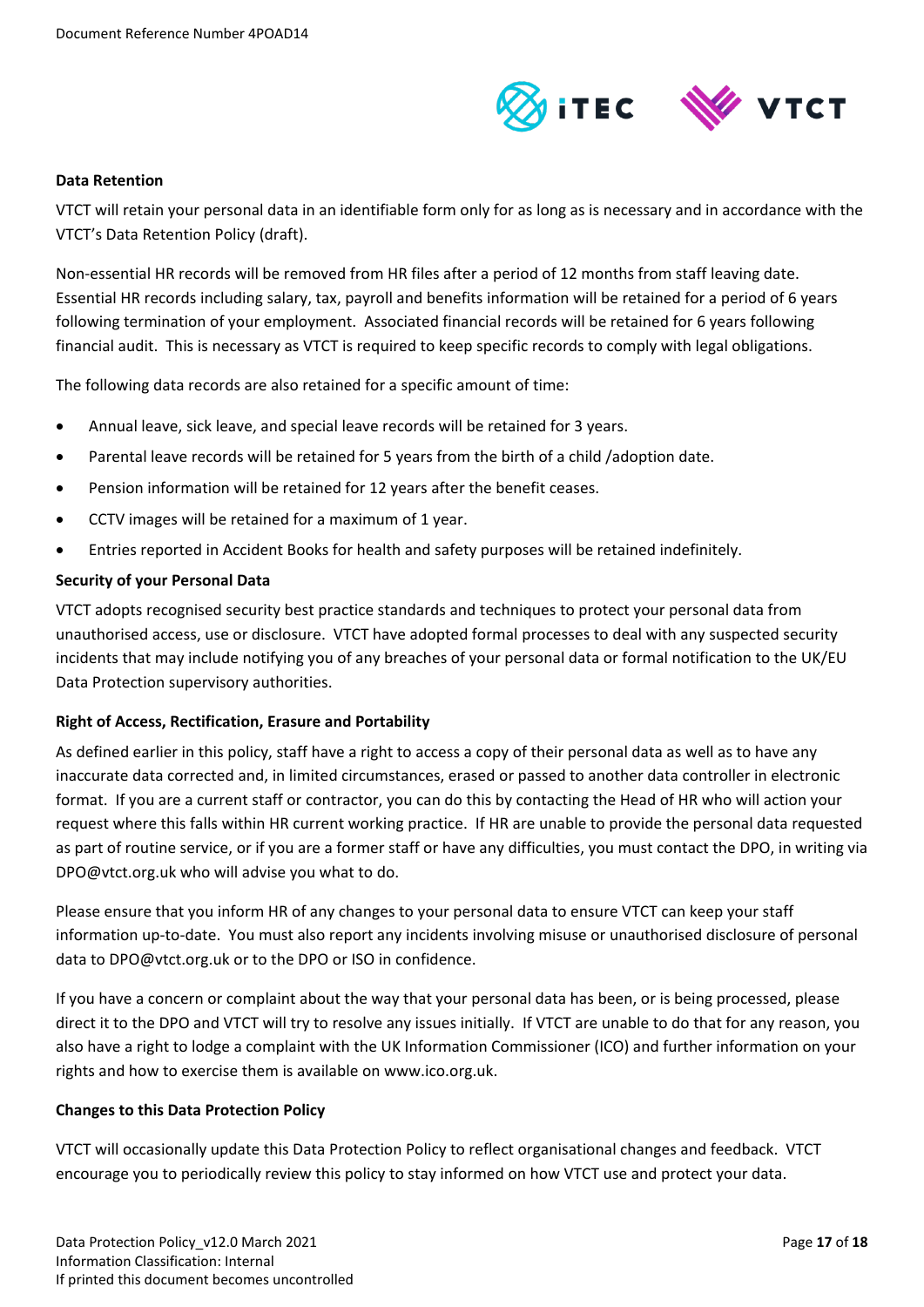**Data Retention**

VTCT will retain your personal data in an identifiable form only for as long as is necessary and in accordance with the VTCT's Data Retention Policy (draft).

Non-essential HR records will be removed from HR files after a period of 12 months from staff leaving date. Essential HR records including salary, tax, payroll and benefits information will be retained for a period of 6 years following termination of your employment. Associated financial records will be retained for 6 years following financial audit. This is necessary as VTCT is required to keep specific records to comply with legal obligations.

The following data records are also retained for a specific amount of time:

- Annual leave, sick leave, and special leave records will be retained for 3 years.
- Parental leave records will be retained for 5 years from the birth of a child /adoption date.
- Pension information will be retained for 12 years after the benefit ceases.
- CCTV images will be retained for a maximum of 1 year.
- Entries reported in Accident Books for health and safety purposes will be retained indefinitely.

**Security of your Personal Data**

VTCT adopts recognised security best practice standards and techniques to protect your personal data from unauthorised access, use or disclosure. VTCT have adopted formal processes to deal with any suspected security incidents that may include notifying you of any breaches of your personal data or formal notification to the UK/EU Data Protection supervisory authorities.

**Right of Access, Rectification, Erasure and Portability**

As defined earlier in this policy, staff have a right to access a copy of their personal data as well as to have any inaccurate data corrected and, in limited circumstances, erased or passed to another data controller in electronic format. If you are a current staff or contractor, you can do this by contacting the Head of HR who will action your request where this falls within HR current working practice. If HR are unable to provide the personal data requested as part of routine service, or if you are a former staff or have any difficulties, you must contact the DPO, in writing via DPO@vtct.org.uk who will advise you what to do.

Please ensure that you inform HR of any changes to your personal data to ensure VTCT can keep your staff information up-to-date. You must also report any incidents involving misuse or unauthorised disclosure of personal data to DPO@vtct.org.uk or to the DPO or ISO in confidence.

If you have a concern or complaint about the way that your personal data has been, or is being processed, please direct it to the DPO and VTCT will try to resolve any issues initially. If VTCT are unable to do that for any reason, you also have a right to lodge a complaint with the UK Information Commissioner (ICO) and further information on your rights and how to exercise them is available on www.ico.org.uk.

**Changes to this Data Protection Policy**

VTCT will occasionally update this Data Protection Policy to reflect organisational changes and feedback. VTCT encourage you to periodically review this policy to stay informed on how VTCT use and protect your data.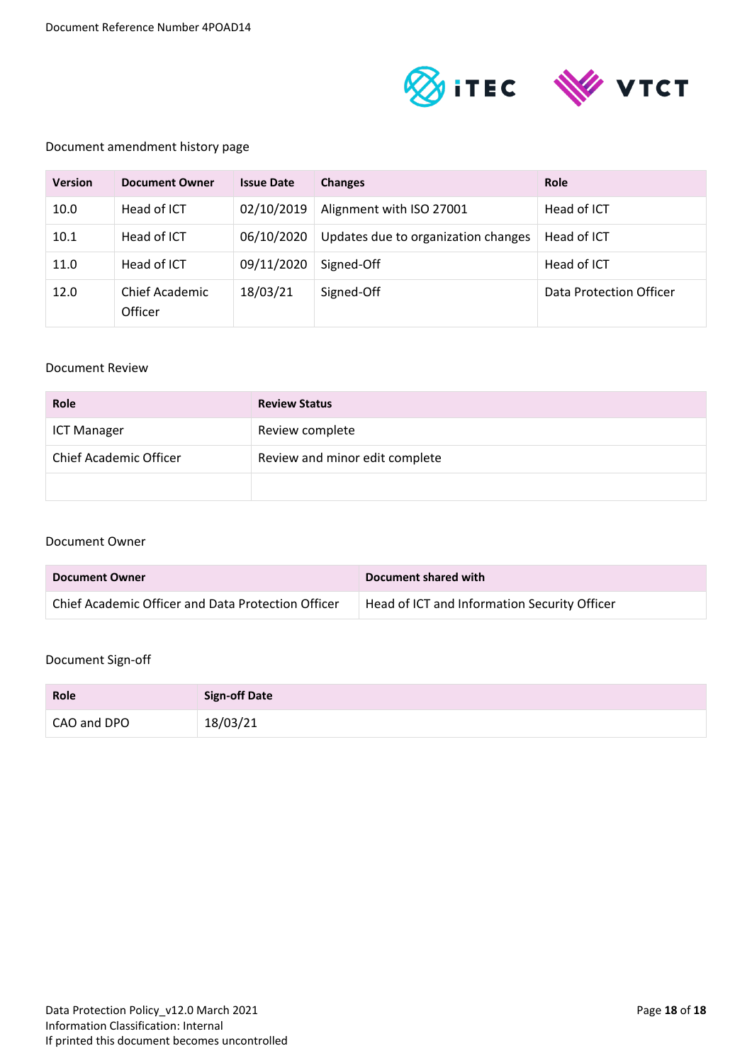Document amendment history page

| Version | Document Owner | Issue Date | Changes | Role |
|---|---|---|---|---|
| 10.0 | Head of ICT | 02/10/2019 | Alignment with ISO 27001 | Head of ICT |
| 10.1 | Head of ICT | 06/10/2020 | Updates due to organization changes | Head of ICT |
| 11.0 | Head of ICT | 09/11/2020 | Signed-Off | Head of ICT |
| 12.0 | Chief Academic Officer | 18/03/21 | Signed-Off | Data Protection Officer |

Document Review

| Role | Review Status |
|---|---|
| ICT Manager | Review complete |
| Chief Academic Officer | Review and minor edit complete |
| | |

Document Owner

| Document Owner | Document shared with |
|---|---|
| Chief Academic Officer and Data Protection Officer | Head of ICT and Information Security Officer |

Document Sign-off

| Role | Sign-off Date |
|---|---|
| CAO and DPO | 18/03/21 |